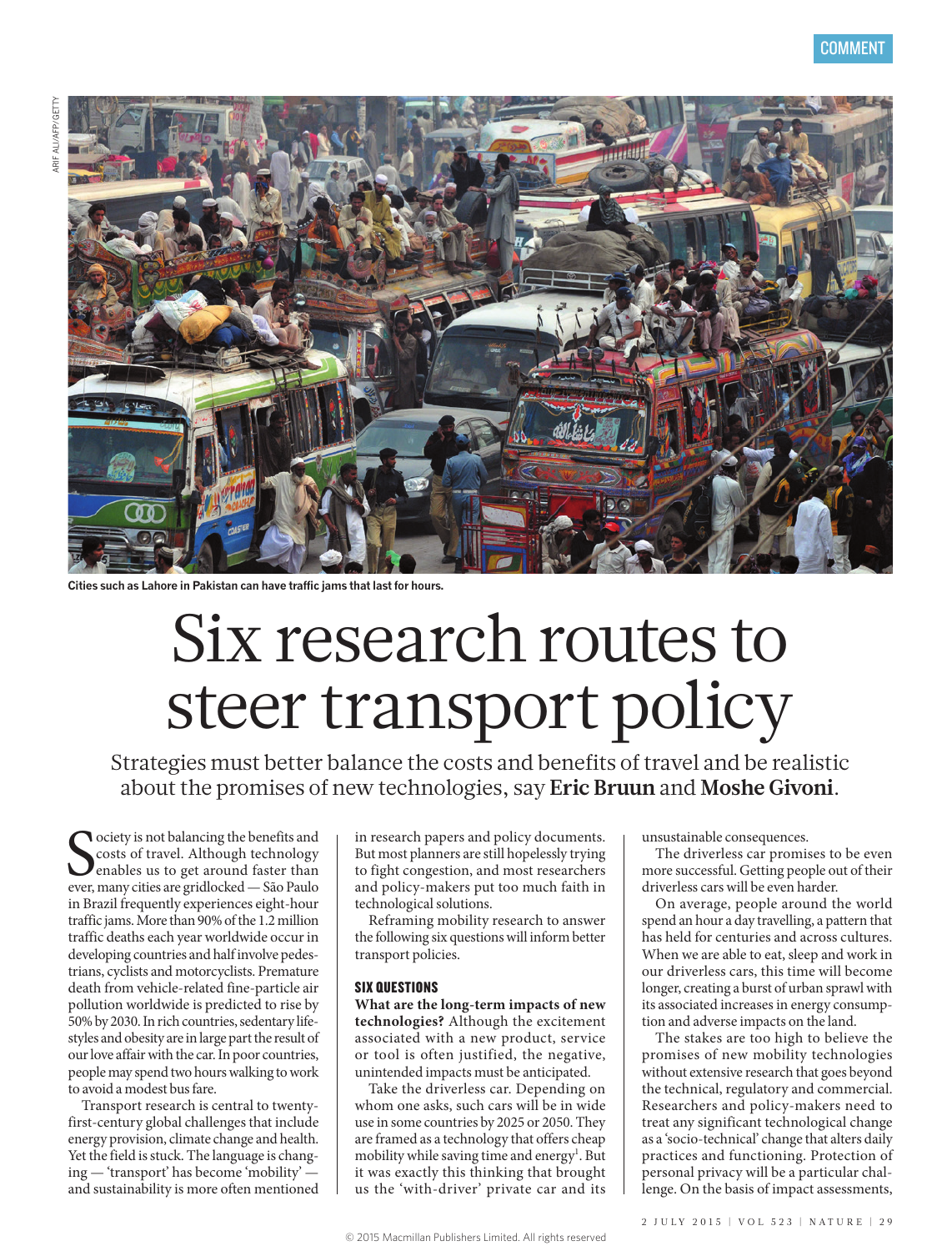Cities such as Lahore in Pakistan can have traffic jams that last for hours.

# Six research routes to steer transport policy

Strategies must better balance the costs and benefits of travel and be realistic about the promises of new technologies, say **Eric Bruun** and **Moshe Givoni**.

Society is not balancing the benefits and costs of travel. Although technology enables us to get around faster than ever, many cities are gridlocked — São Paulo in Brazil frequently experiences eight-hour traffic jams. More than 90% of the 1.2 million traffic deaths each year worldwide occur in developing countries and half involve pedestrians, cyclists and motorcyclists. Premature death from vehicle-related fine-particle air pollution worldwide is predicted to rise by 50% by 2030. In rich countries, sedentary lifestyles and obesity are in large part the result of our love affair with the car. In poor countries, people may spend two hours walking to work to avoid a modest bus fare.

Transport research is central to twenty-first-century global challenges that include energy provision, climate change and health. Yet the field is stuck. The language is changing — 'transport' has become 'mobility' — and sustainability is more often mentioned in research papers and policy documents. But most planners are still hopelessly trying to fight congestion, and most researchers and policy-makers put too much faith in technological solutions.

Reframing mobility research to answer the following six questions will inform better transport policies.

## SIX QUESTIONS

**What are the long-term impacts of new technologies?** Although the excitement associated with a new product, service or tool is often justified, the negative, unintended impacts must be anticipated.

Take the driverless car. Depending on whom one asks, such cars will be in wide use in some countries by 2025 or 2050. They are framed as a technology that offers cheap mobility while saving time and energy[1]. But it was exactly this thinking that brought us the 'with-driver' private car and its unsustainable consequences.

The driverless car promises to be even more successful. Getting people out of their driverless cars will be even harder.

On average, people around the world spend an hour a day travelling, a pattern that has held for centuries and across cultures. When we are able to eat, sleep and work in our driverless cars, this time will become longer, creating a burst of urban sprawl with its associated increases in energy consumption and adverse impacts on the land.

The stakes are too high to believe the promises of new mobility technologies without extensive research that goes beyond the technical, regulatory and commercial. Researchers and policy-makers need to treat any significant technological change as a 'socio-technical' change that alters daily practices and functioning. Protection of personal privacy will be a particular challenge. On the basis of impact assessments,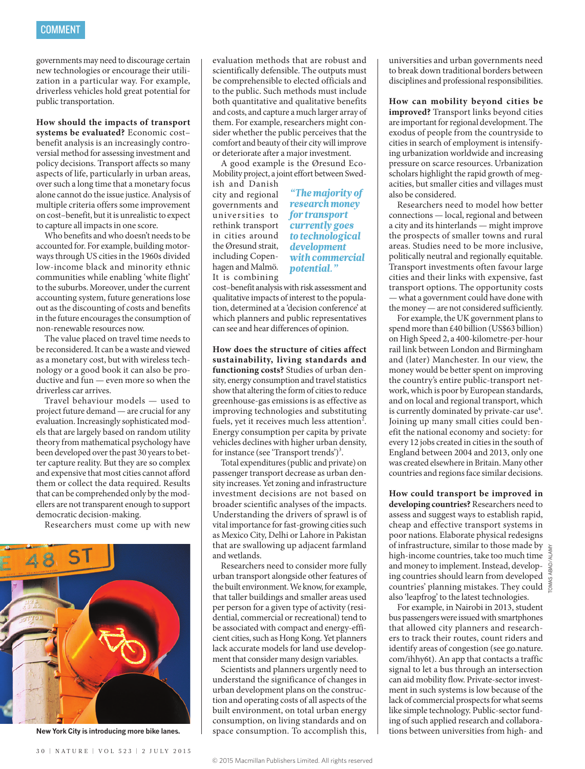governments may need to discourage certain new technologies or encourage their utilization in a particular way. For example, driverless vehicles hold great potential for public transportation.

**How should the impacts of transport systems be evaluated?** Economic cost–benefit analysis is an increasingly controversial method for assessing investment and policy decisions. Transport affects so many aspects of life, particularly in urban areas, over such a long time that a monetary focus alone cannot do the issue justice. Analysis of multiple criteria offers some improvement on cost–benefit, but it is unrealistic to expect to capture all impacts in one score.

Who benefits and who doesn't needs to be accounted for. For example, building motorways through US cities in the 1960s divided low-income black and minority ethnic communities while enabling 'white flight' to the suburbs. Moreover, under the current accounting system, future generations lose out as the discounting of costs and benefits in the future encourages the consumption of non-renewable resources now.

The value placed on travel time needs to be reconsidered. It can be a waste and viewed as a monetary cost, but with wireless technology or a good book it can also be productive and fun — even more so when the driverless car arrives.

Travel behaviour models — used to project future demand — are crucial for any evaluation. Increasingly sophisticated models that are largely based on random utility theory from mathematical psychology have been developed over the past 30 years to better reality. But they are so complex and expensive that most cities cannot afford them or collect the data required. Results that can be comprehended only by the modellers are not transparent enough to support democratic decision-making.

Researchers must come up with new evaluation methods that are robust and scientifically defensible. The outputs must be comprehensible to elected officials and to the public. Such methods must include both quantitative and qualitative benefits and costs, and capture a much larger array of them. For example, researchers might consider whether the public perceives that the comfort and beauty of their city will improve or deteriorate after a major investment.

A good example is the Øresund Eco-Mobility project, a joint effort between Swedish and Danish city and regional governments and universities to rethink transport in cities around the Øresund strait, including Copenhagen and Malmö. It is combining cost–benefit analysis with risk assessment and qualitative impacts of interest to the population, determined at a 'decision conference' at which planners and public representatives can see and hear differences of opinion.

> *"The majority of research money for transport currently goes to technological development with commercial potential."*

**How does the structure of cities affect sustainability, living standards and functioning costs?** Studies of urban density, energy consumption and travel statistics show that altering the form of cities to reduce greenhouse-gas emissions is as effective as improving technologies and substituting fuels, yet it receives much less attention[2]. Energy consumption per capita by private vehicles declines with higher urban density, for instance (see 'Transport trends')[3].

Total expenditures (public and private) on passenger transport decrease as urban density increases. Yet zoning and infrastructure investment decisions are not based on broader scientific analyses of the impacts. Understanding the drivers of sprawl is of vital importance for fast-growing cities such as Mexico City, Delhi or Lahore in Pakistan that are swallowing up adjacent farmland and wetlands.

Researchers need to consider more fully urban transport alongside other features of the built environment. We know, for example, that taller buildings and smaller areas used per person for a given type of activity (residential, commercial or recreational) tend to be associated with compact and energy-efficient cities, such as Hong Kong. Yet planners lack accurate models for land use development that consider many design variables.

Scientists and planners urgently need to understand the significance of changes in urban development plans on the construction and operating costs of all aspects of the built environment, on total urban energy consumption, on living standards and on space consumption. To accomplish this, universities and urban governments need to break down traditional borders between disciplines and professional responsibilities.

**How can mobility beyond cities be improved?** Transport links beyond cities are important for regional development. The exodus of people from the countryside to cities in search of employment is intensifying urbanization worldwide and increasing pressure on scarce resources. Urbanization scholars highlight the rapid growth of megacities, but smaller cities and villages must also be considered.

Researchers need to model how better connections — local, regional and between a city and its hinterlands — might improve the prospects of smaller towns and rural areas. Studies need to be more inclusive, politically neutral and regionally equitable. Transport investments often favour large cities and their links with expensive, fast transport options. The opportunity costs — what a government could have done with the money — are not considered sufficiently.

For example, the UK government plans to spend more than £40 billion (US$63 billion) on High Speed 2, a 400-kilometre-per-hour rail link between London and Birmingham and (later) Manchester. In our view, the money would be better spent on improving the country's entire public-transport network, which is poor by European standards, and on local and regional transport, which is currently dominated by private-car use[4]. Joining up many small cities could benefit the national economy and society: for every 12 jobs created in cities in the south of England between 2004 and 2013, only one was created elsewhere in Britain. Many other countries and regions face similar decisions.

**How could transport be improved in developing countries?** Researchers need to assess and suggest ways to establish rapid, cheap and effective transport systems in poor nations. Elaborate physical redesigns of infrastructure, similar to those made by high-income countries, take too much time and money to implement. Instead, developing countries should learn from developed countries' planning mistakes. They could also 'leapfrog' to the latest technologies.

For example, in Nairobi in 2013, student bus passengers were issued with smartphones that allowed city planners and researchers to track their routes, count riders and identify areas of congestion (see go.nature.com/ihhy6t). An app that contacts a traffic signal to let a bus through an intersection can aid mobility flow. Private-sector investment in such systems is low because of the lack of commercial prospects for what seems like simple technology. Public-sector funding of such applied research and collaborations between universities from high- and

New York City is introducing more bike lanes.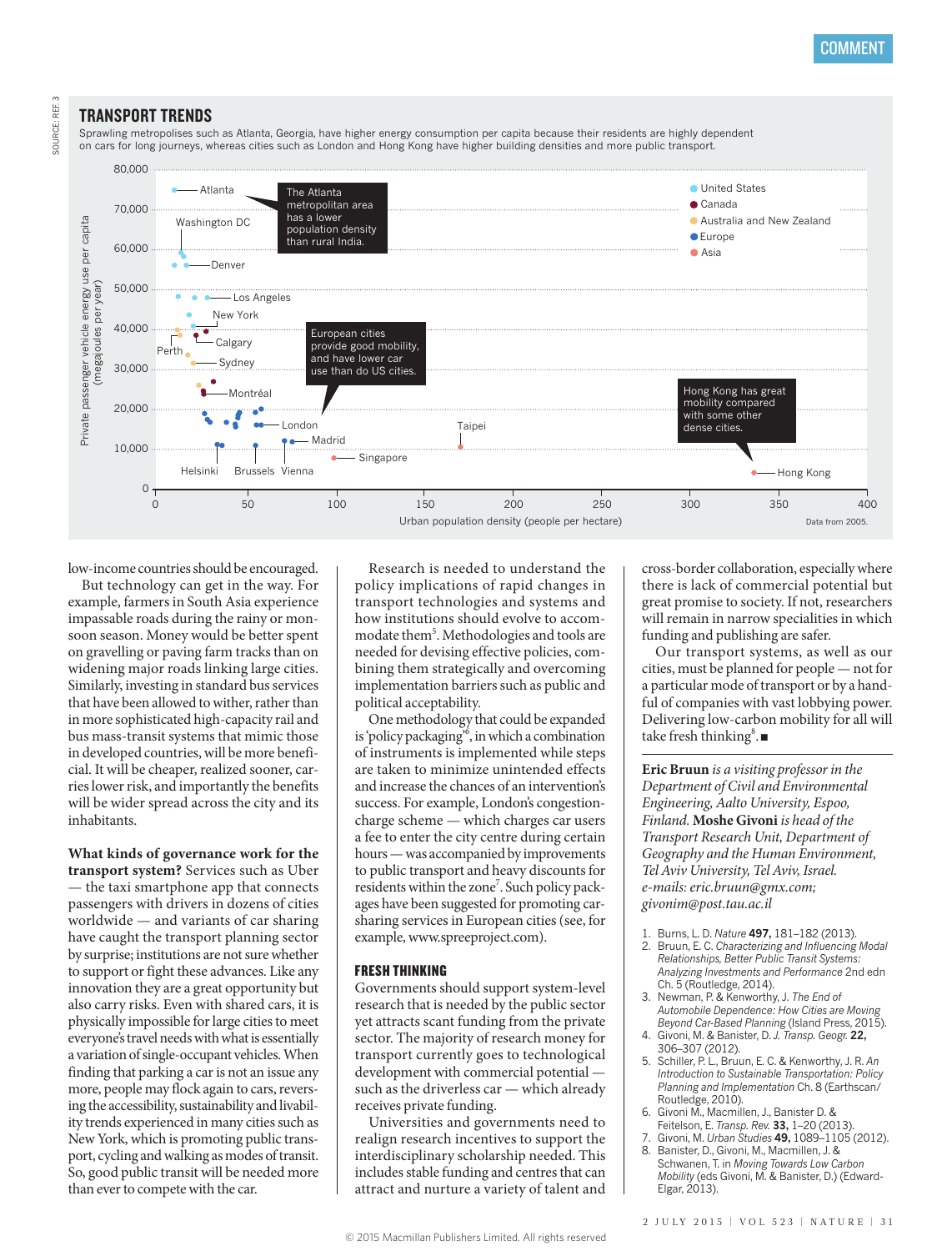SOURCE: REF. 3

## TRANSPORT TRENDS

Sprawling metropolises such as Atlanta, Georgia, have higher energy consumption per capita because their residents are highly dependent on cars for long journeys, whereas cities such as London and Hong Kong have higher building densities and more public transport.

Private passenger vehicle energy use per capita (megajoules per year)

80,000
70,000
60,000
50,000
40,000
30,000
20,000
10,000
0

Urban population density (people per hectare)

0
50
100
150
200
250
300
350
400

United States
Canada
Australia and New Zealand
Europe
Asia

Atlanta
Washington DC
Denver
Los Angeles
New York
Calgary
Perth
Sydney
Montréal
London
Madrid
Helsinki
Brussels
Vienna
Singapore
Taipei
Hong Kong

The Atlanta metropolitan area has a lower population density than rural India.

European cities provide good mobility, and have lower car use than do US cities.

Hong Kong has great mobility compared with some other dense cities.

Data from 2005.

low-income countries should be encouraged.

But technology can get in the way. For example, farmers in South Asia experience impassable roads during the rainy or monsoon season. Money would be better spent on gravelling or paving farm tracks than on widening major roads linking large cities. Similarly, investing in standard bus services that have been allowed to wither, rather than in more sophisticated high-capacity rail and bus mass-transit systems that mimic those in developed countries, will be more beneficial. It will be cheaper, realized sooner, carries lower risk, and importantly the benefits will be wider spread across the city and its inhabitants.

**What kinds of governance work for the transport system?** Services such as Uber — the taxi smartphone app that connects passengers with drivers in dozens of cities worldwide — and variants of car sharing have caught the transport planning sector by surprise; institutions are not sure whether to support or fight these advances. Like any innovation they are a great opportunity but also carry risks. Even with shared cars, it is physically impossible for large cities to meet everyone's travel needs with what is essentially a variation of single-occupant vehicles. When finding that parking a car is not an issue any more, people may flock again to cars, reversing the accessibility, sustainability and livability trends experienced in many cities such as New York, which is promoting public transport, cycling and walking as modes of transit. So, good public transit will be needed more than ever to compete with the car.

Research is needed to understand the policy implications of rapid changes in transport technologies and systems and how institutions should evolve to accommodate them[5]. Methodologies and tools are needed for devising effective policies, combining them strategically and overcoming implementation barriers such as public and political acceptability.

One methodology that could be expanded is 'policy packaging'[6], in which a combination of instruments is implemented while steps are taken to minimize unintended effects and increase the chances of an intervention's success. For example, London's congestion-charge scheme — which charges car users a fee to enter the city centre during certain hours — was accompanied by improvements to public transport and heavy discounts for residents within the zone[7]. Such policy packages have been suggested for promoting car-sharing services in European cities (see, for example, www.spreeproject.com).

## FRESH THINKING

Governments should support system-level research that is needed by the public sector yet attracts scant funding from the private sector. The majority of research money for transport currently goes to technological development with commercial potential — such as the driverless car — which already receives private funding.

Universities and governments need to realign research incentives to support the interdisciplinary scholarship needed. This includes stable funding and centres that can attract and nurture a variety of talent and cross-border collaboration, especially where there is lack of commercial potential but great promise to society. If not, researchers will remain in narrow specialities in which funding and publishing are safer.

Our transport systems, as well as our cities, must be planned for people — not for a particular mode of transport or by a handful of companies with vast lobbying power. Delivering low-carbon mobility for all will take fresh thinking[8]. ■

**Eric Bruun** *is a visiting professor in the Department of Civil and Environmental Engineering, Aalto University, Espoo, Finland.* **Moshe Givoni** *is head of the Transport Research Unit, Department of Geography and the Human Environment, Tel Aviv University, Tel Aviv, Israel.*
*e-mails: eric.bruun@gmx.com; givonim@post.tau.ac.il*

1. Burns, L. D. *Nature* **497,** 181–182 (2013).
2. Bruun, E. C. *Characterizing and Influencing Modal Relationships, Better Public Transit Systems: Analyzing Investments and Performance* 2nd edn Ch. 5 (Routledge, 2014).
3. Newman, P. & Kenworthy, J. *The End of Automobile Dependence: How Cities are Moving Beyond Car-Based Planning* (Island Press, 2015).
4. Givoni, M. & Banister, D. *J. Transp. Geogr.* **22,** 306–307 (2012).
5. Schiller, P. L., Bruun, E. C. & Kenworthy, J. R. *An Introduction to Sustainable Transportation: Policy Planning and Implementation* Ch. 8 (Earthscan/Routledge, 2010).
6. Givoni M., Macmillen, J., Banister D. & Feitelson, E. *Transp. Rev.* **33,** 1–20 (2013).
7. Givoni, M. *Urban Studies* **49,** 1089–1105 (2012).
8. Banister, D., Givoni, M., Macmillen, J. & Schwanen, T. in *Moving Towards Low Carbon Mobility* (eds Givoni, M. & Banister, D.) (Edward-Elgar, 2013).

© 2015 Macmillan Publishers Limited. All rights reserved